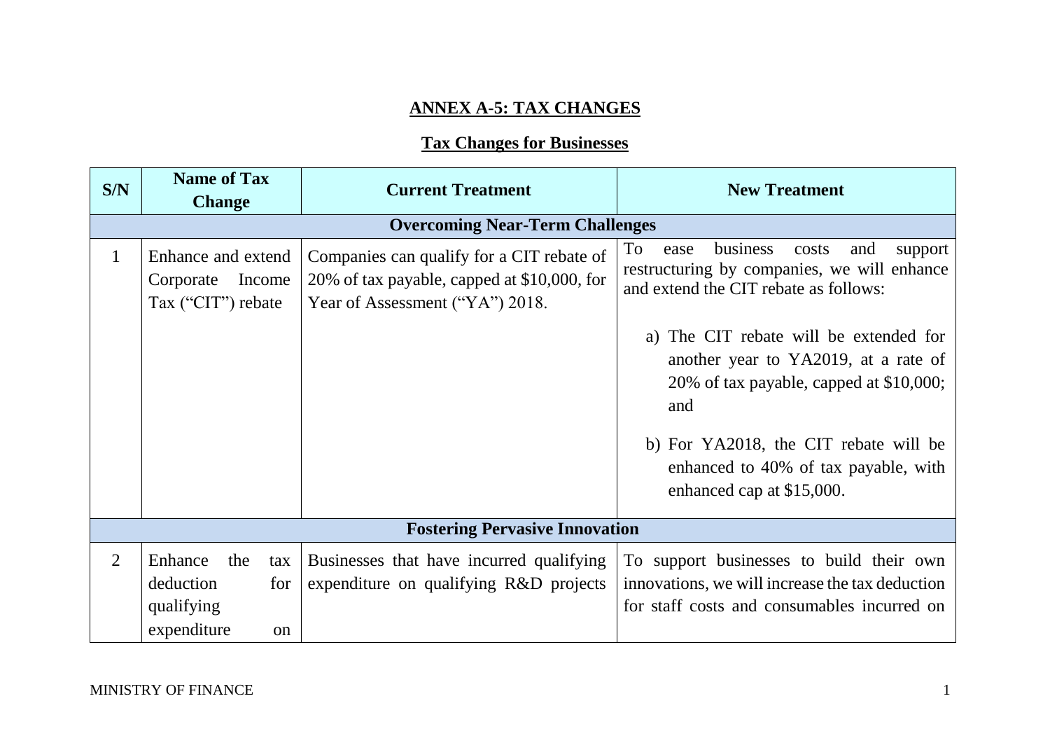## ANNEX A-5: TAX CHANGES

### Tax Changes for Businesses

| S/N | Name of Tax Change | Current Treatment | New Treatment |
|---|---|---|---|
| **Overcoming Near-Term Challenges** | | | |
| 1 | Enhance and extend Corporate Income Tax ("CIT") rebate | Companies can qualify for a CIT rebate of 20% of tax payable, capped at $10,000, for Year of Assessment ("YA") 2018. | To ease business costs and support restructuring by companies, we will enhance and extend the CIT rebate as follows:<br><br>a) The CIT rebate will be extended for another year to YA2019, at a rate of 20% of tax payable, capped at $10,000; and<br><br>b) For YA2018, the CIT rebate will be enhanced to 40% of tax payable, with enhanced cap at $15,000. |
| **Fostering Pervasive Innovation** | | | |
| 2 | Enhance the tax deduction for qualifying expenditure on | Businesses that have incurred qualifying expenditure on qualifying R&D projects | To support businesses to build their own innovations, we will increase the tax deduction for staff costs and consumables incurred on |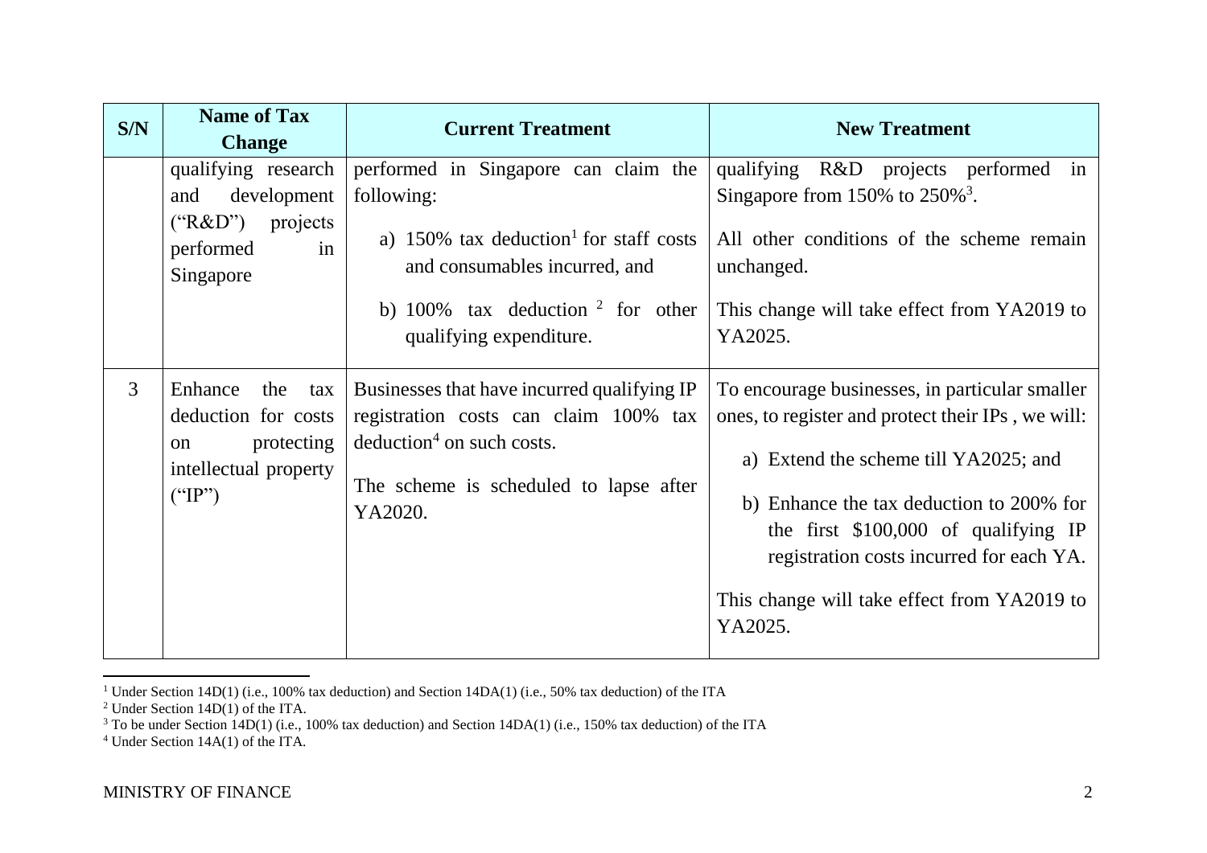| S/N | Name of Tax Change | Current Treatment | New Treatment |
|---|---|---|---|
| | qualifying research and development ("R&D") projects performed in Singapore | performed in Singapore can claim the following: <br> a) 150% tax deduction[1] for staff costs and consumables incurred, and <br> b) 100% tax deduction [2] for other qualifying expenditure. | qualifying R&D projects performed in Singapore from 150% to 250%[3]. <br> All other conditions of the scheme remain unchanged. <br> This change will take effect from YA2019 to YA2025. |
| 3 | Enhance the tax deduction for costs on protecting intellectual property ("IP") | Businesses that have incurred qualifying IP registration costs can claim 100% tax deduction[4] on such costs. <br> The scheme is scheduled to lapse after YA2020. | To encourage businesses, in particular smaller ones, to register and protect their IPs , we will: <br> a) Extend the scheme till YA2025; and <br> b) Enhance the tax deduction to 200% for the first $100,000 of qualifying IP registration costs incurred for each YA. <br> This change will take effect from YA2019 to YA2025. |

[1] Under Section 14D(1) (i.e., 100% tax deduction) and Section 14DA(1) (i.e., 50% tax deduction) of the ITA

[2] Under Section 14D(1) of the ITA.

[3] To be under Section 14D(1) (i.e., 100% tax deduction) and Section 14DA(1) (i.e., 150% tax deduction) of the ITA

[4] Under Section 14A(1) of the ITA.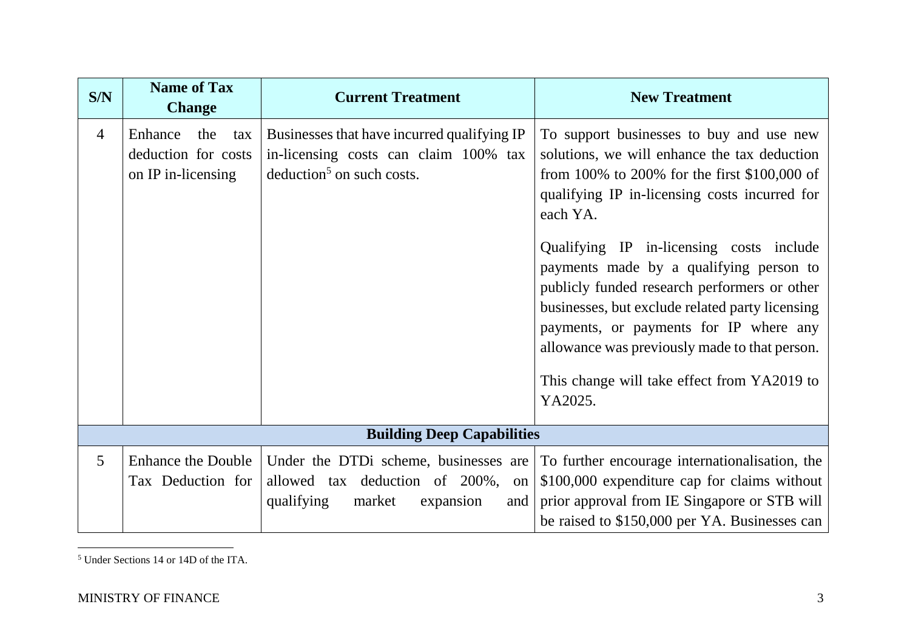| S/N | Name of Tax Change | Current Treatment | New Treatment |
|---|---|---|---|
| 4 | Enhance the tax deduction for costs on IP in-licensing | Businesses that have incurred qualifying IP in-licensing costs can claim 100% tax deduction[5] on such costs. | To support businesses to buy and use new solutions, we will enhance the tax deduction from 100% to 200% for the first $100,000 of qualifying IP in-licensing costs incurred for each YA.<br><br>Qualifying IP in-licensing costs include payments made by a qualifying person to publicly funded research performers or other businesses, but exclude related party licensing payments, or payments for IP where any allowance was previously made to that person.<br><br>This change will take effect from YA2019 to YA2025. |
| | | **Building Deep Capabilities** | |
| 5 | Enhance the Double Tax Deduction for | Under the DTDi scheme, businesses are allowed tax deduction of 200%, on qualifying market expansion and | To further encourage internationalisation, the $100,000 expenditure cap for claims without prior approval from IE Singapore or STB will be raised to $150,000 per YA. Businesses can |

[5] Under Sections 14 or 14D of the ITA.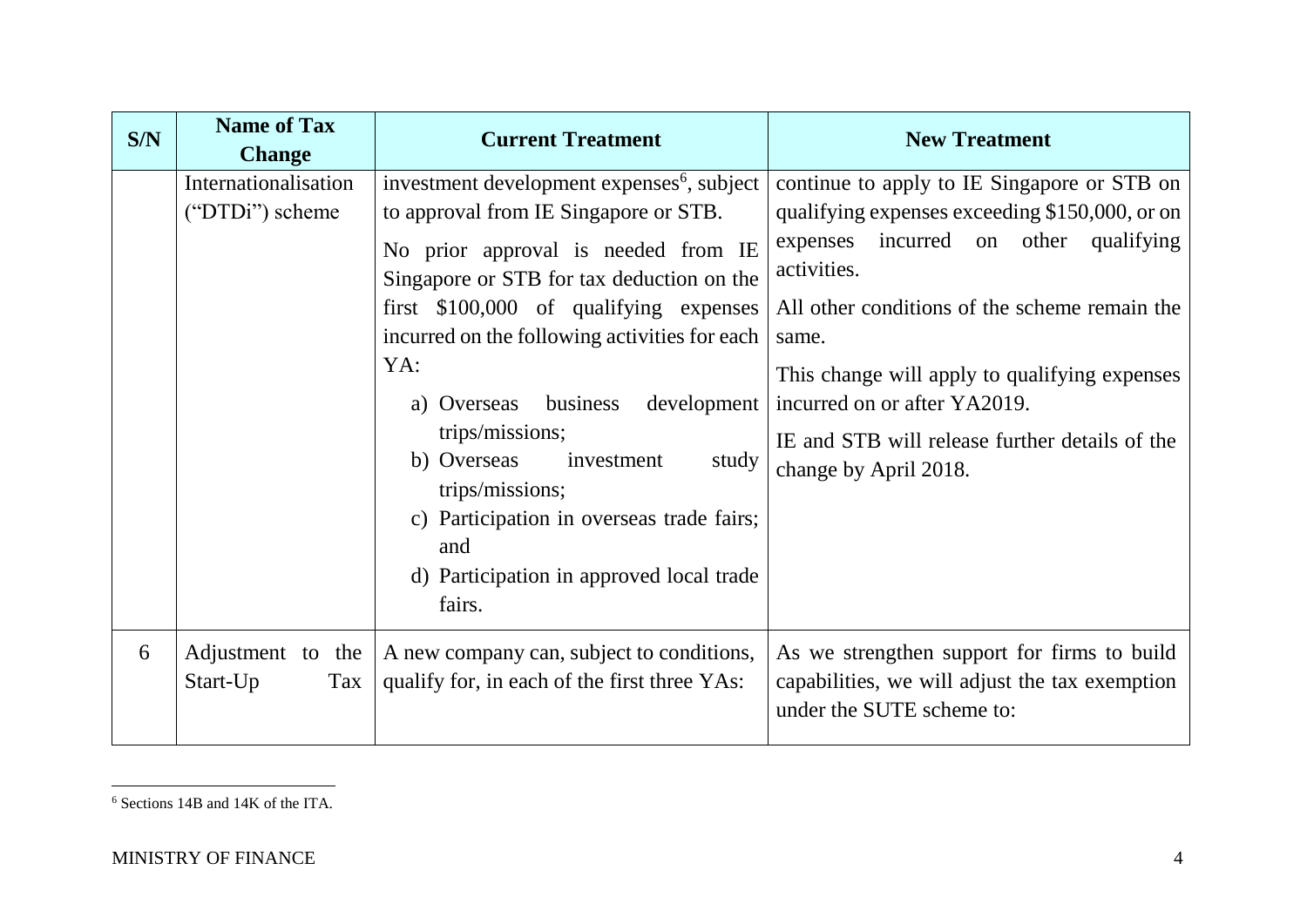| S/N | Name of Tax Change | Current Treatment | New Treatment |
|---|---|---|---|
| | Internationalisation ("DTDi") scheme | investment development expenses[6], subject to approval from IE Singapore or STB.<br><br>No prior approval is needed from IE Singapore or STB for tax deduction on the first \$100,000 of qualifying expenses incurred on the following activities for each YA:<br><br>a) Overseas business development trips/missions;<br>b) Overseas investment study trips/missions;<br>c) Participation in overseas trade fairs; and<br>d) Participation in approved local trade fairs. | continue to apply to IE Singapore or STB on qualifying expenses exceeding \$150,000, or on expenses incurred on other qualifying activities.<br><br>All other conditions of the scheme remain the same.<br><br>This change will apply to qualifying expenses incurred on or after YA2019.<br><br>IE and STB will release further details of the change by April 2018. |
| 6 | Adjustment to the Start-Up Tax | A new company can, subject to conditions, qualify for, in each of the first three YAs: | As we strengthen support for firms to build capabilities, we will adjust the tax exemption under the SUTE scheme to: |

[6] Sections 14B and 14K of the ITA.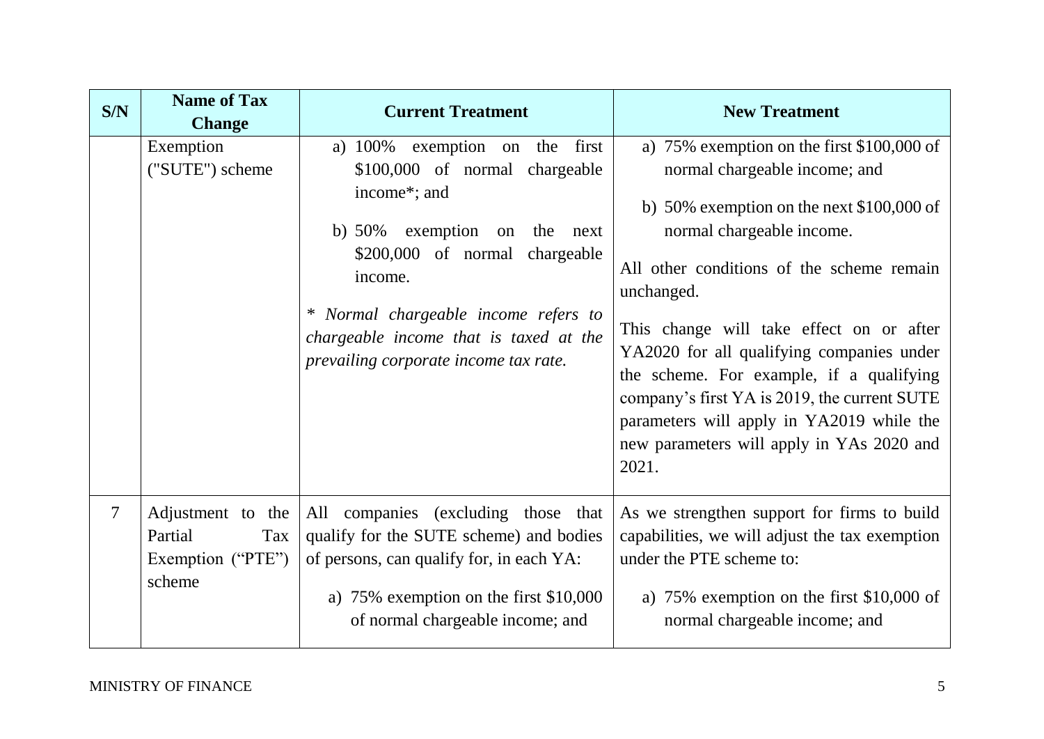| S/N | Name of Tax Change | Current Treatment | New Treatment |
|---|---|---|---|
| | Exemption ("SUTE") scheme | a) 100% exemption on the first $100,000 of normal chargeable income*; and<br><br>b) 50% exemption on the next $200,000 of normal chargeable income.<br><br>*\* Normal chargeable income refers to chargeable income that is taxed at the prevailing corporate income tax rate.* | a) 75% exemption on the first $100,000 of normal chargeable income; and<br><br>b) 50% exemption on the next $100,000 of normal chargeable income.<br><br>All other conditions of the scheme remain unchanged.<br><br>This change will take effect on or after YA2020 for all qualifying companies under the scheme. For example, if a qualifying company's first YA is 2019, the current SUTE parameters will apply in YA2019 while the new parameters will apply in YAs 2020 and 2021. |
| 7 | Adjustment to the Partial Tax Exemption ("PTE") scheme | All companies (excluding those that qualify for the SUTE scheme) and bodies of persons, can qualify for, in each YA:<br><br>a) 75% exemption on the first $10,000 of normal chargeable income; and | As we strengthen support for firms to build capabilities, we will adjust the tax exemption under the PTE scheme to:<br><br>a) 75% exemption on the first $10,000 of normal chargeable income; and |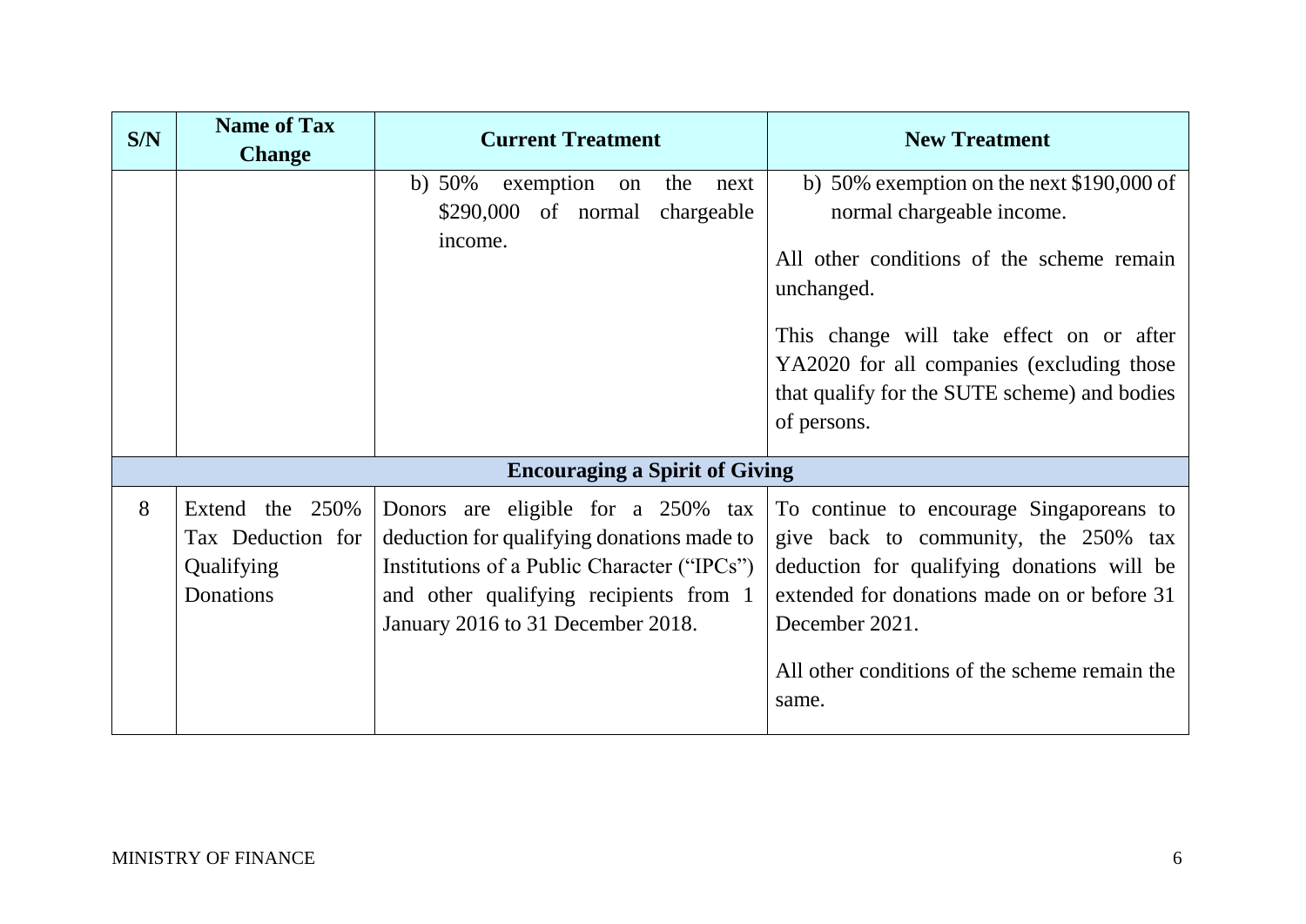| S/N | Name of Tax Change | Current Treatment | New Treatment |
|---|---|---|---|
| | | b) 50% exemption on the next \$290,000 of normal chargeable income. | b) 50% exemption on the next \$190,000 of normal chargeable income.<br><br>All other conditions of the scheme remain unchanged.<br><br>This change will take effect on or after YA2020 for all companies (excluding those that qualify for the SUTE scheme) and bodies of persons. |
| **Encouraging a Spirit of Giving** | | | |
| 8 | Extend the 250% Tax Deduction for Qualifying Donations | Donors are eligible for a 250% tax deduction for qualifying donations made to Institutions of a Public Character ("IPCs") and other qualifying recipients from 1 January 2016 to 31 December 2018. | To continue to encourage Singaporeans to give back to community, the 250% tax deduction for qualifying donations will be extended for donations made on or before 31 December 2021.<br><br>All other conditions of the scheme remain the same. |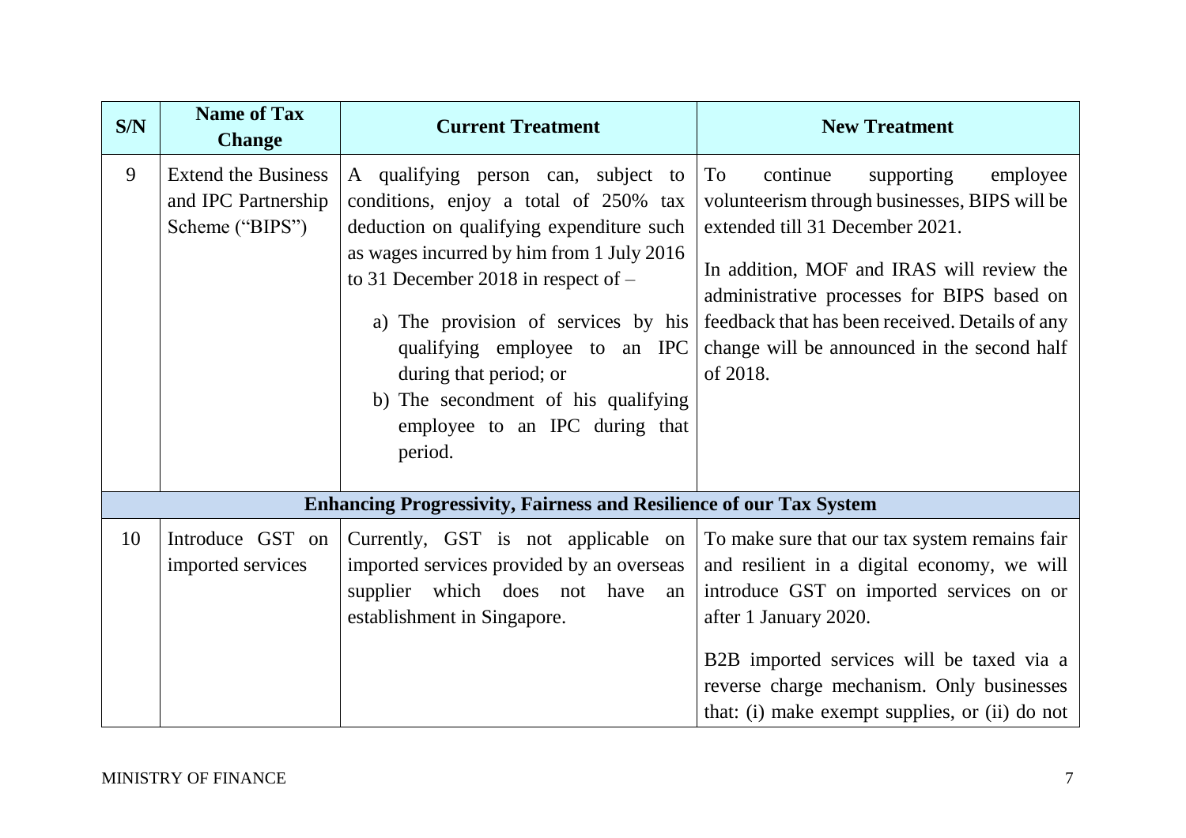| S/N | Name of Tax Change | Current Treatment | New Treatment |
|---|---|---|---|
| 9 | Extend the Business and IPC Partnership Scheme ("BIPS") | A qualifying person can, subject to conditions, enjoy a total of 250% tax deduction on qualifying expenditure such as wages incurred by him from 1 July 2016 to 31 December 2018 in respect of – <br>a) The provision of services by his qualifying employee to an IPC during that period; or <br>b) The secondment of his qualifying employee to an IPC during that period. | To continue supporting employee volunteerism through businesses, BIPS will be extended till 31 December 2021. <br><br>In addition, MOF and IRAS will review the administrative processes for BIPS based on feedback that has been received. Details of any change will be announced in the second half of 2018. |
| **Enhancing Progressivity, Fairness and Resilience of our Tax System** | | | |
| 10 | Introduce GST on imported services | Currently, GST is not applicable on imported services provided by an overseas supplier which does not have an establishment in Singapore. | To make sure that our tax system remains fair and resilient in a digital economy, we will introduce GST on imported services on or after 1 January 2020. <br><br>B2B imported services will be taxed via a reverse charge mechanism. Only businesses that: (i) make exempt supplies, or (ii) do not |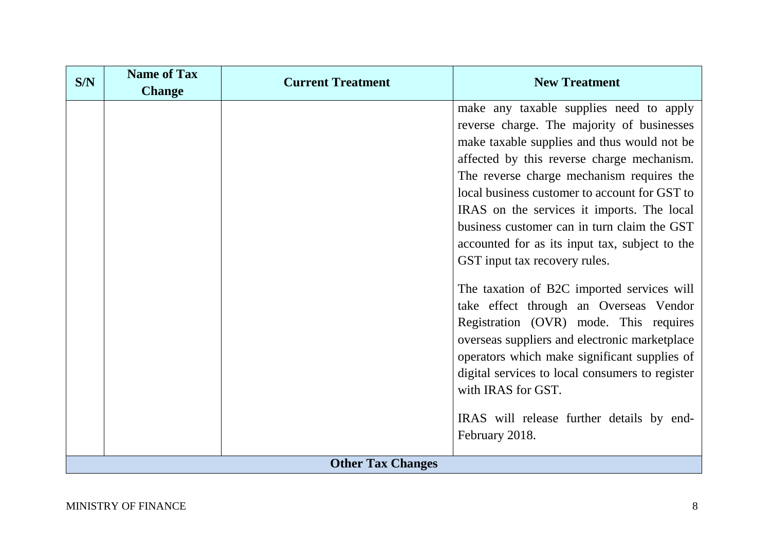| S/N | Name of Tax Change | Current Treatment | New Treatment |
|---|---|---|---|
| | | | make any taxable supplies need to apply reverse charge. The majority of businesses make taxable supplies and thus would not be affected by this reverse charge mechanism. The reverse charge mechanism requires the local business customer to account for GST to IRAS on the services it imports. The local business customer can in turn claim the GST accounted for as its input tax, subject to the GST input tax recovery rules.<br><br>The taxation of B2C imported services will take effect through an Overseas Vendor Registration (OVR) mode. This requires overseas suppliers and electronic marketplace operators which make significant supplies of digital services to local consumers to register with IRAS for GST.<br><br>IRAS will release further details by end-February 2018. |
| **Other Tax Changes** | | | |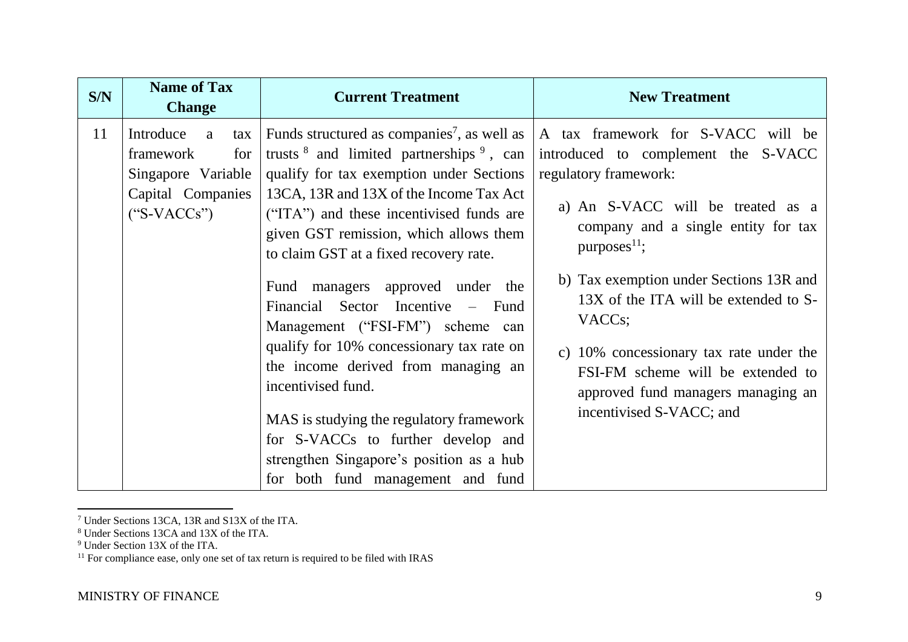| S/N | Name of Tax Change | Current Treatment | New Treatment |
|---|---|---|---|
| 11 | Introduce a tax framework for Singapore Variable Capital Companies ("S-VACCs") | Funds structured as companies[7], as well as trusts [8] and limited partnerships [9], can qualify for tax exemption under Sections 13CA, 13R and 13X of the Income Tax Act ("ITA") and these incentivised funds are given GST remission, which allows them to claim GST at a fixed recovery rate.<br><br>Fund managers approved under the Financial Sector Incentive – Fund Management ("FSI-FM") scheme can qualify for 10% concessionary tax rate on the income derived from managing an incentivised fund.<br><br>MAS is studying the regulatory framework for S-VACCs to further develop and strengthen Singapore's position as a hub for both fund management and fund | A tax framework for S-VACC will be introduced to complement the S-VACC regulatory framework:<br><br>a) An S-VACC will be treated as a company and a single entity for tax purposes[11];<br><br>b) Tax exemption under Sections 13R and 13X of the ITA will be extended to S-VACCs;<br><br>c) 10% concessionary tax rate under the FSI-FM scheme will be extended to approved fund managers managing an incentivised S-VACC; and |

[7] Under Sections 13CA, 13R and S13X of the ITA.

[8] Under Sections 13CA and 13X of the ITA.

[9] Under Section 13X of the ITA.

[11] For compliance ease, only one set of tax return is required to be filed with IRAS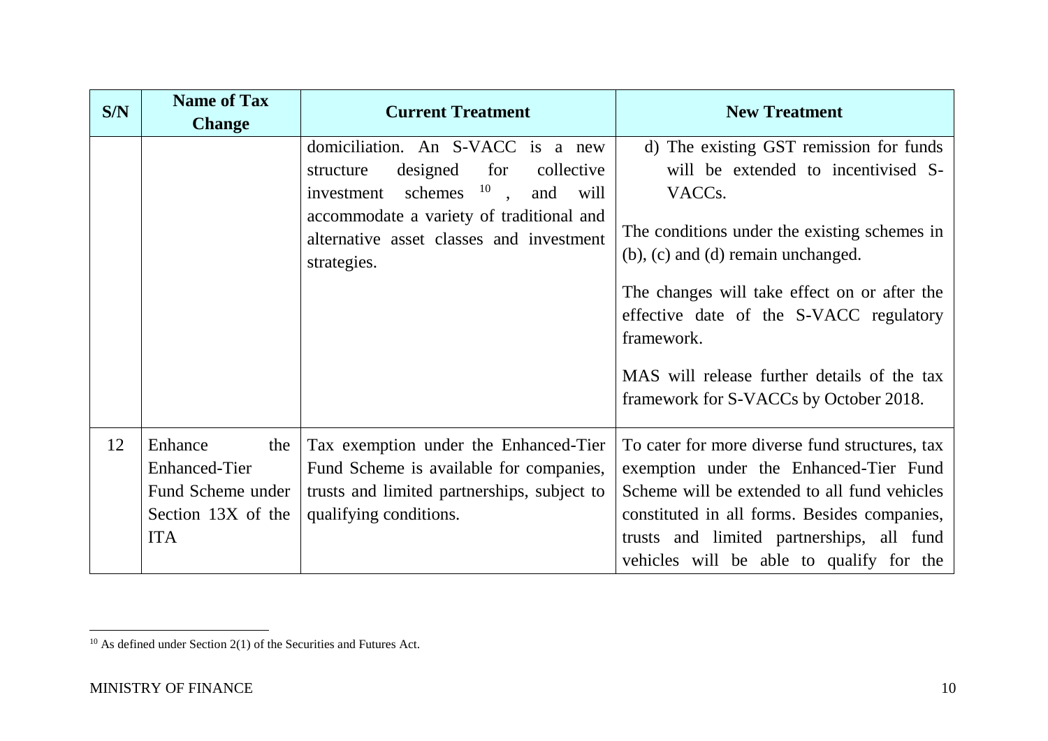| S/N | Name of Tax Change | Current Treatment | New Treatment |
|---|---|---|---|
| | | domiciliation. An S-VACC is a new structure designed for collective investment schemes [10], and will accommodate a variety of traditional and alternative asset classes and investment strategies. | d) The existing GST remission for funds will be extended to incentivised S-VACCs.<br><br>The conditions under the existing schemes in (b), (c) and (d) remain unchanged.<br><br>The changes will take effect on or after the effective date of the S-VACC regulatory framework.<br><br>MAS will release further details of the tax framework for S-VACCs by October 2018. |
| 12 | Enhance the Enhanced-Tier Fund Scheme under Section 13X of the ITA | Tax exemption under the Enhanced-Tier Fund Scheme is available for companies, trusts and limited partnerships, subject to qualifying conditions. | To cater for more diverse fund structures, tax exemption under the Enhanced-Tier Fund Scheme will be extended to all fund vehicles constituted in all forms. Besides companies, trusts and limited partnerships, all fund vehicles will be able to qualify for the |

[10] As defined under Section 2(1) of the Securities and Futures Act.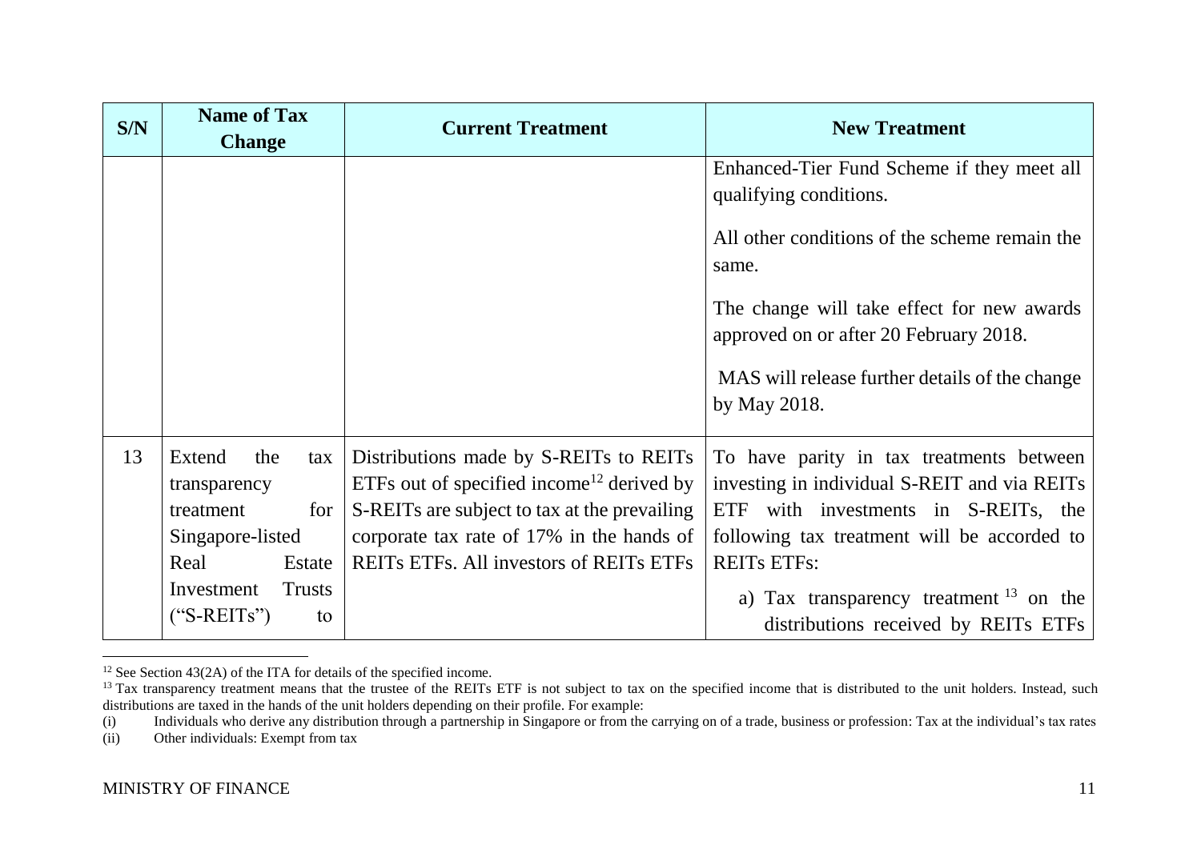| S/N | Name of Tax Change | Current Treatment | New Treatment |
|---|---|---|---|
| | | | Enhanced-Tier Fund Scheme if they meet all qualifying conditions.<br><br>All other conditions of the scheme remain the same.<br><br>The change will take effect for new awards approved on or after 20 February 2018.<br><br>MAS will release further details of the change by May 2018. |
| 13 | Extend the tax transparency treatment for Singapore-listed Real Estate Investment Trusts ("S-REITs") to | Distributions made by S-REITs to REITs ETFs out of specified income[12] derived by S-REITs are subject to tax at the prevailing corporate tax rate of 17% in the hands of REITs ETFs. All investors of REITs ETFs | To have parity in tax treatments between investing in individual S-REIT and via REITs ETF with investments in S-REITs, the following tax treatment will be accorded to REITs ETFs:<br><br>a) Tax transparency treatment[13] on the distributions received by REITs ETFs |

[12] See Section 43(2A) of the ITA for details of the specified income.

[13] Tax transparency treatment means that the trustee of the REITs ETF is not subject to tax on the specified income that is distributed to the unit holders. Instead, such distributions are taxed in the hands of the unit holders depending on their profile. For example:

(i) Individuals who derive any distribution through a partnership in Singapore or from the carrying on of a trade, business or profession: Tax at the individual's tax rates

(ii) Other individuals: Exempt from tax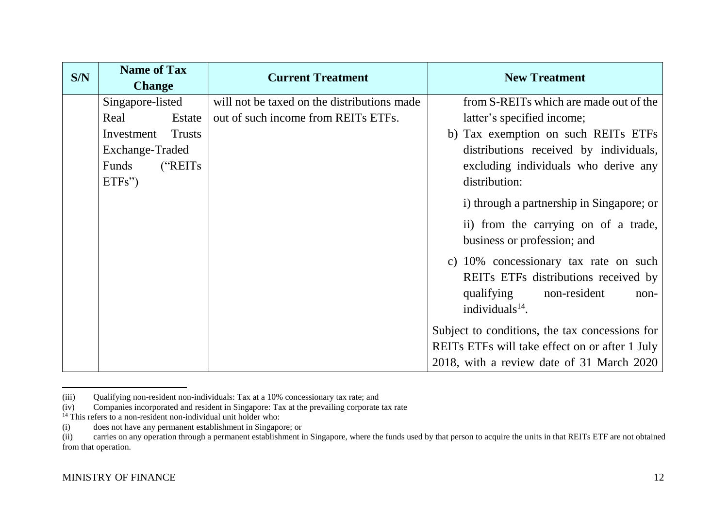| S/N | Name of Tax Change | Current Treatment | New Treatment |
|---|---|---|---|
| | Singapore-listed Real Estate Investment Trusts Exchange-Traded Funds ("REITs ETFs") | will not be taxed on the distributions made out of such income from REITs ETFs. | from S-REITs which are made out of the latter's specified income;<br>b) Tax exemption on such REITs ETFs distributions received by individuals, excluding individuals who derive any distribution:<br>i) through a partnership in Singapore; or<br>ii) from the carrying on of a trade, business or profession; and<br>c) 10% concessionary tax rate on such REITs ETFs distributions received by qualifying non-resident non-individuals[14].<br><br>Subject to conditions, the tax concessions for REITs ETFs will take effect on or after 1 July 2018, with a review date of 31 March 2020 |

(iii) Qualifying non-resident non-individuals: Tax at a 10% concessionary tax rate; and

(iv) Companies incorporated and resident in Singapore: Tax at the prevailing corporate tax rate

[14] This refers to a non-resident non-individual unit holder who:

(i) does not have any permanent establishment in Singapore; or

(ii) carries on any operation through a permanent establishment in Singapore, where the funds used by that person to acquire the units in that REITs ETF are not obtained from that operation.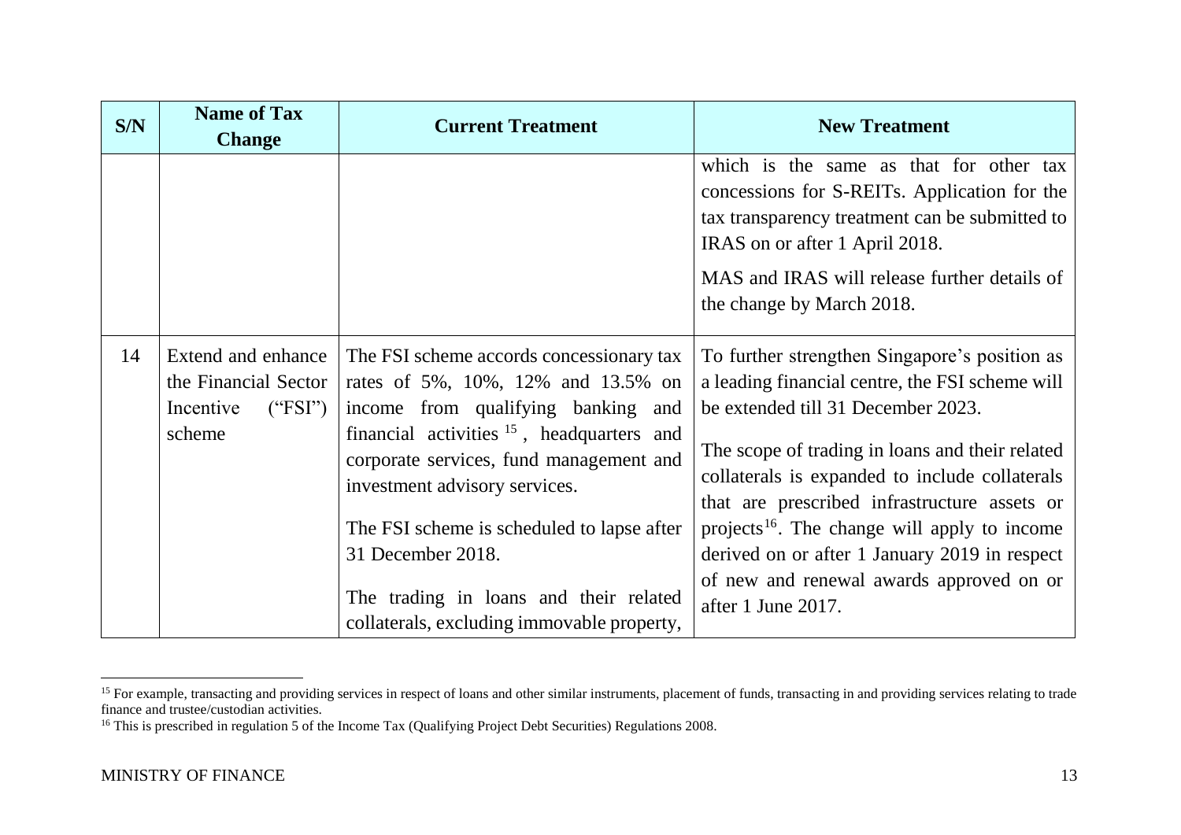| S/N | Name of Tax Change | Current Treatment | New Treatment |
|---|---|---|---|
| | | | which is the same as that for other tax concessions for S-REITs. Application for the tax transparency treatment can be submitted to IRAS on or after 1 April 2018.<br><br>MAS and IRAS will release further details of the change by March 2018. |
| 14 | Extend and enhance the Financial Sector Incentive ("FSI") scheme | The FSI scheme accords concessionary tax rates of 5%, 10%, 12% and 13.5% on income from qualifying banking and financial activities [15], headquarters and corporate services, fund management and investment advisory services.<br><br>The FSI scheme is scheduled to lapse after 31 December 2018.<br><br>The trading in loans and their related collaterals, excluding immovable property, | To further strengthen Singapore's position as a leading financial centre, the FSI scheme will be extended till 31 December 2023.<br><br>The scope of trading in loans and their related collaterals is expanded to include collaterals that are prescribed infrastructure assets or projects[16]. The change will apply to income derived on or after 1 January 2019 in respect of new and renewal awards approved on or after 1 June 2017. |

[15] For example, transacting and providing services in respect of loans and other similar instruments, placement of funds, transacting in and providing services relating to trade finance and trustee/custodian activities.

[16] This is prescribed in regulation 5 of the Income Tax (Qualifying Project Debt Securities) Regulations 2008.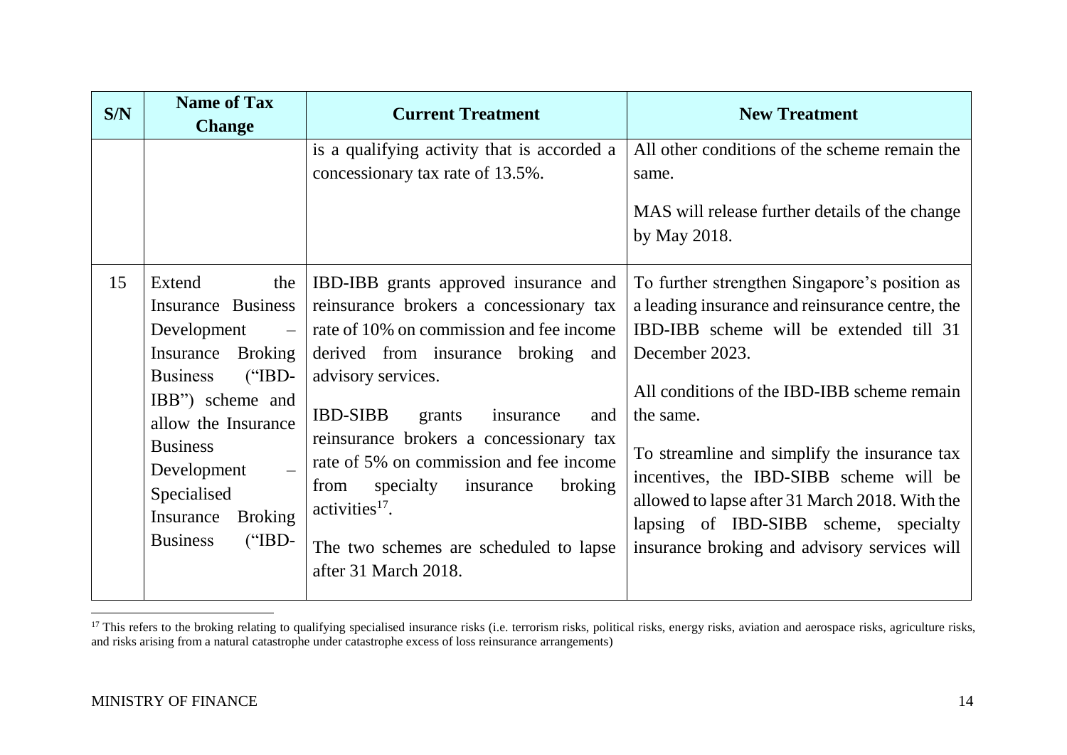| S/N | Name of Tax Change | Current Treatment | New Treatment |
|---|---|---|---|
| | | is a qualifying activity that is accorded a concessionary tax rate of 13.5%. | All other conditions of the scheme remain the same.<br><br>MAS will release further details of the change by May 2018. |
| 15 | Extend the Insurance Business Development – Insurance Broking Business ("IBD-IBB") scheme and allow the Insurance Business Development – Specialised Insurance Broking Business ("IBD- | IBD-IBB grants approved insurance and reinsurance brokers a concessionary tax rate of 10% on commission and fee income derived from insurance broking and advisory services.<br><br>IBD-SIBB grants insurance and reinsurance brokers a concessionary tax rate of 5% on commission and fee income from specialty insurance broking activities[17].<br><br>The two schemes are scheduled to lapse after 31 March 2018. | To further strengthen Singapore's position as a leading insurance and reinsurance centre, the IBD-IBB scheme will be extended till 31 December 2023.<br><br>All conditions of the IBD-IBB scheme remain the same.<br><br>To streamline and simplify the insurance tax incentives, the IBD-SIBB scheme will be allowed to lapse after 31 March 2018. With the lapsing of IBD-SIBB scheme, specialty insurance broking and advisory services will |

[17] This refers to the broking relating to qualifying specialised insurance risks (i.e. terrorism risks, political risks, energy risks, aviation and aerospace risks, agriculture risks, and risks arising from a natural catastrophe under catastrophe excess of loss reinsurance arrangements)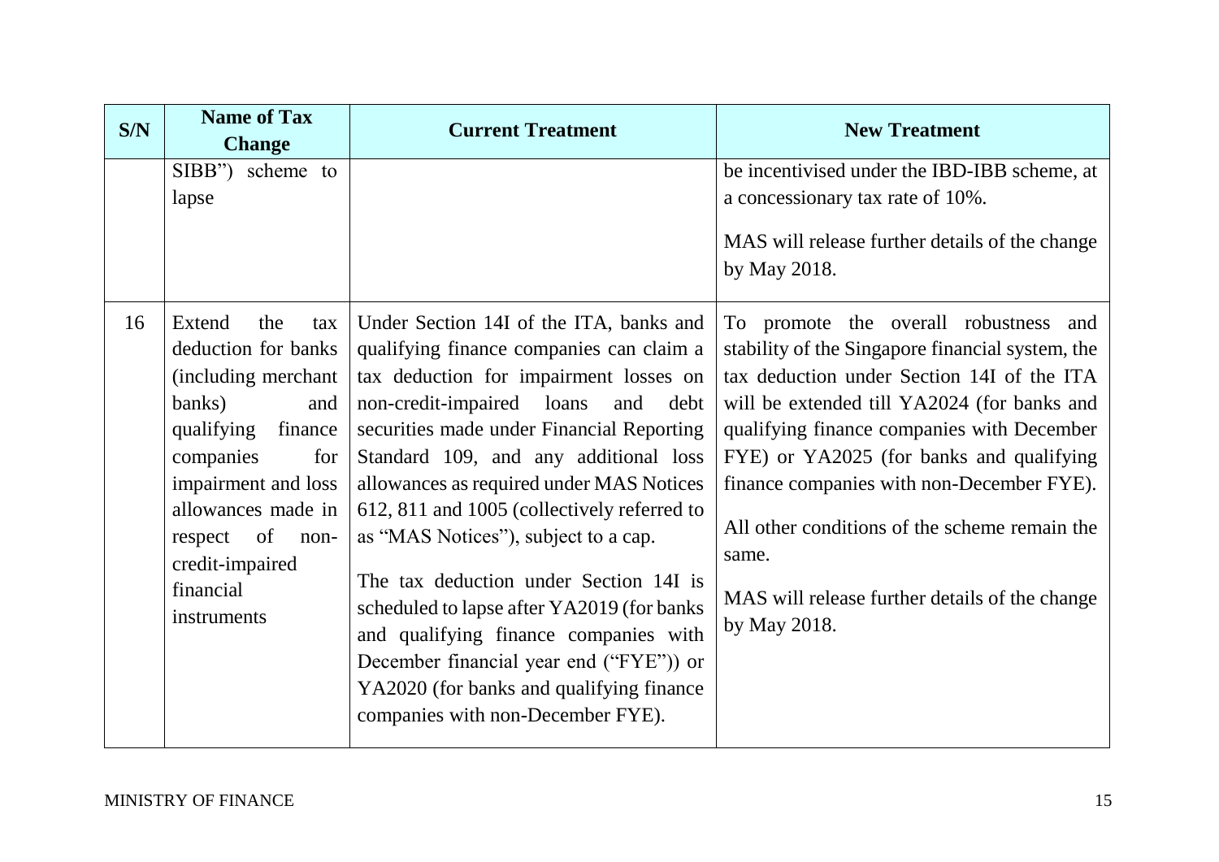| S/N | Name of Tax Change | Current Treatment | New Treatment |
|---|---|---|---|
| | SIBB") scheme to lapse | | be incentivised under the IBD-IBB scheme, at a concessionary tax rate of 10%.<br><br>MAS will release further details of the change by May 2018. |
| 16 | Extend the tax deduction for banks (including merchant banks) and qualifying finance companies for impairment and loss allowances made in respect of non-credit-impaired financial instruments | Under Section 14I of the ITA, banks and qualifying finance companies can claim a tax deduction for impairment losses on non-credit-impaired loans and debt securities made under Financial Reporting Standard 109, and any additional loss allowances as required under MAS Notices 612, 811 and 1005 (collectively referred to as "MAS Notices"), subject to a cap.<br><br>The tax deduction under Section 14I is scheduled to lapse after YA2019 (for banks and qualifying finance companies with December financial year end ("FYE")) or YA2020 (for banks and qualifying finance companies with non-December FYE). | To promote the overall robustness and stability of the Singapore financial system, the tax deduction under Section 14I of the ITA will be extended till YA2024 (for banks and qualifying finance companies with December FYE) or YA2025 (for banks and qualifying finance companies with non-December FYE).<br><br>All other conditions of the scheme remain the same.<br><br>MAS will release further details of the change by May 2018. |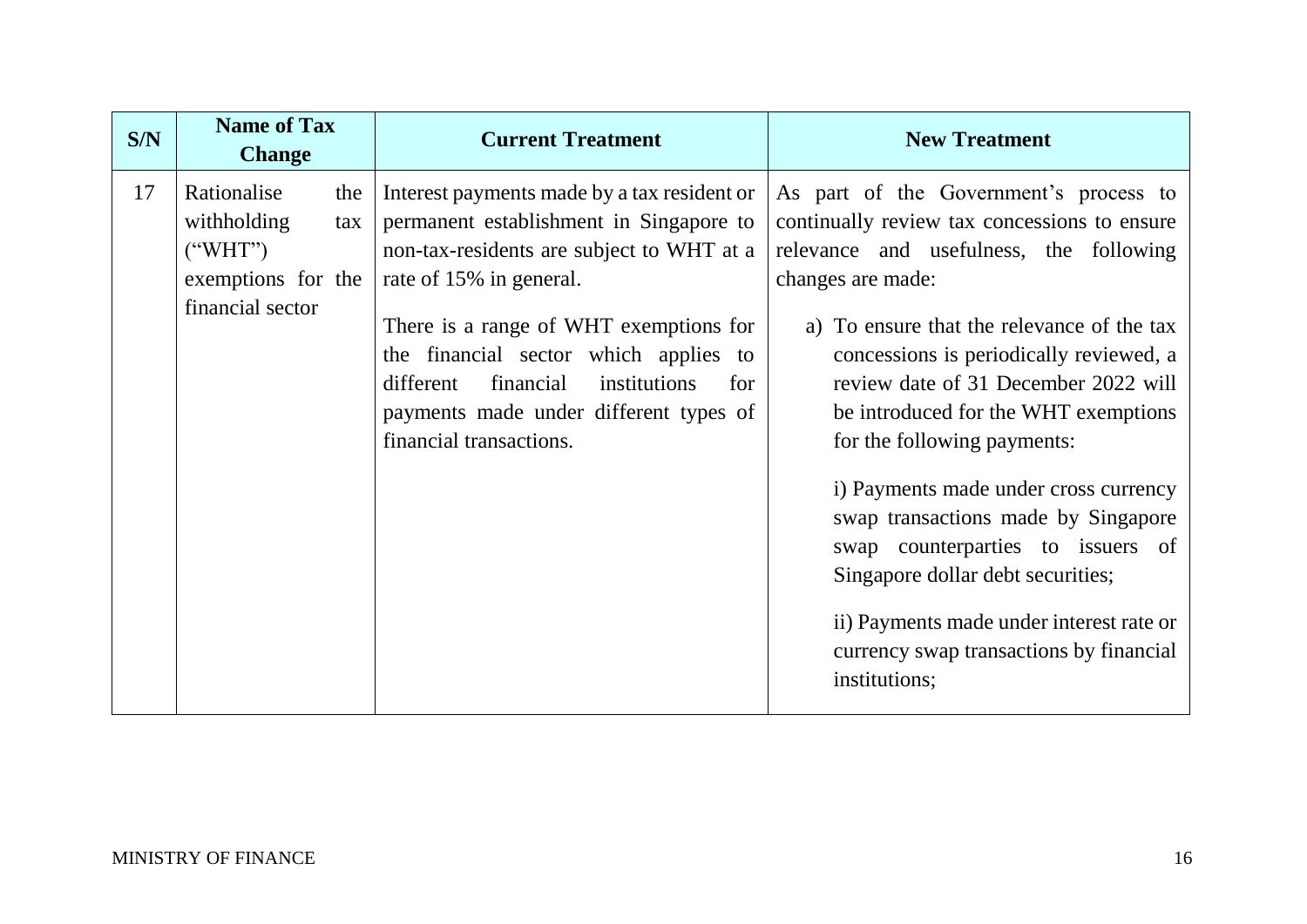| S/N | Name of Tax Change | Current Treatment | New Treatment |
|---|---|---|---|
| 17 | Rationalise the withholding tax ("WHT") exemptions for the financial sector | Interest payments made by a tax resident or permanent establishment in Singapore to non-tax-residents are subject to WHT at a rate of 15% in general.<br><br>There is a range of WHT exemptions for the financial sector which applies to different financial institutions for payments made under different types of financial transactions. | As part of the Government's process to continually review tax concessions to ensure relevance and usefulness, the following changes are made:<br><br>a) To ensure that the relevance of the tax concessions is periodically reviewed, a review date of 31 December 2022 will be introduced for the WHT exemptions for the following payments:<br><br>i) Payments made under cross currency swap transactions made by Singapore swap counterparties to issuers of Singapore dollar debt securities;<br><br>ii) Payments made under interest rate or currency swap transactions by financial institutions; |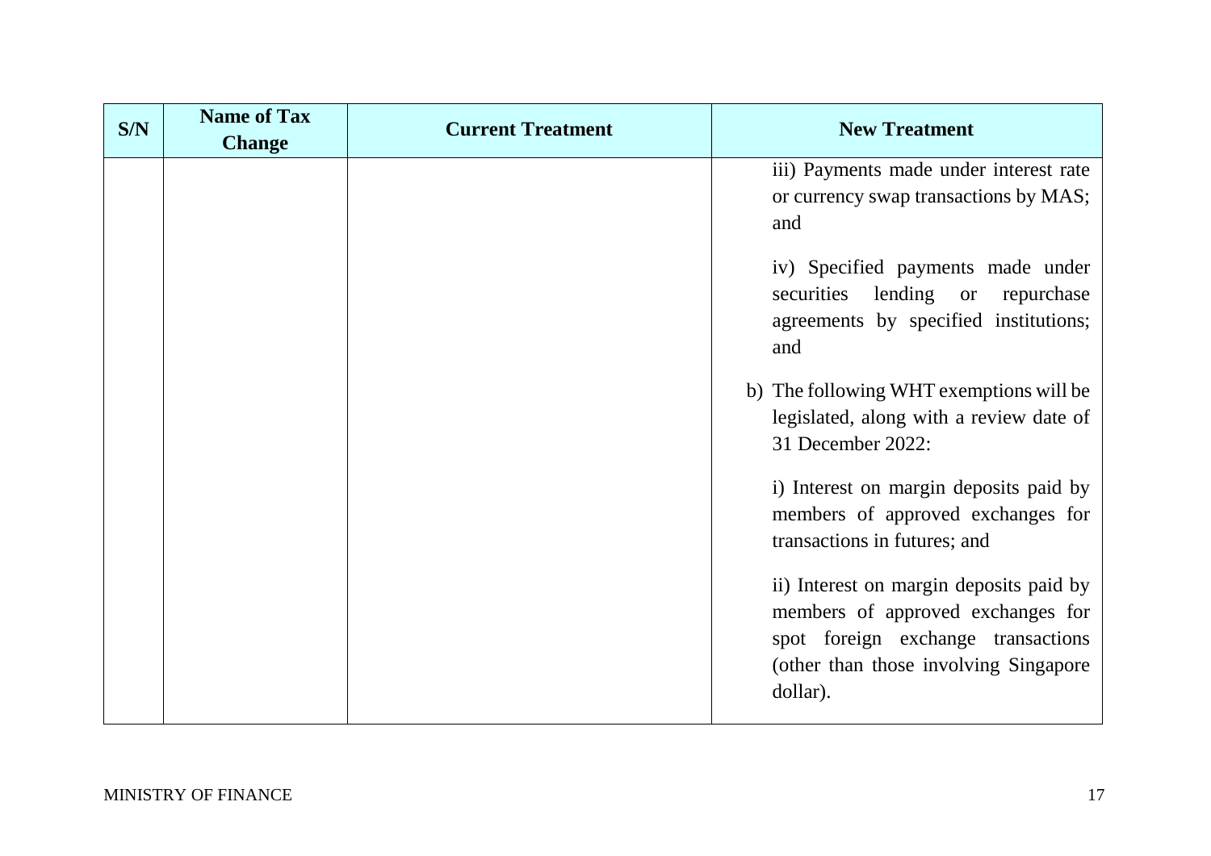| S/N | Name of Tax Change | Current Treatment | New Treatment |
| --- | --- | --- | --- |
| | | | iii) Payments made under interest rate or currency swap transactions by MAS; and<br><br>iv) Specified payments made under securities lending or repurchase agreements by specified institutions; and<br><br>b) The following WHT exemptions will be legislated, along with a review date of 31 December 2022:<br><br>i) Interest on margin deposits paid by members of approved exchanges for transactions in futures; and<br><br>ii) Interest on margin deposits paid by members of approved exchanges for spot foreign exchange transactions (other than those involving Singapore dollar). |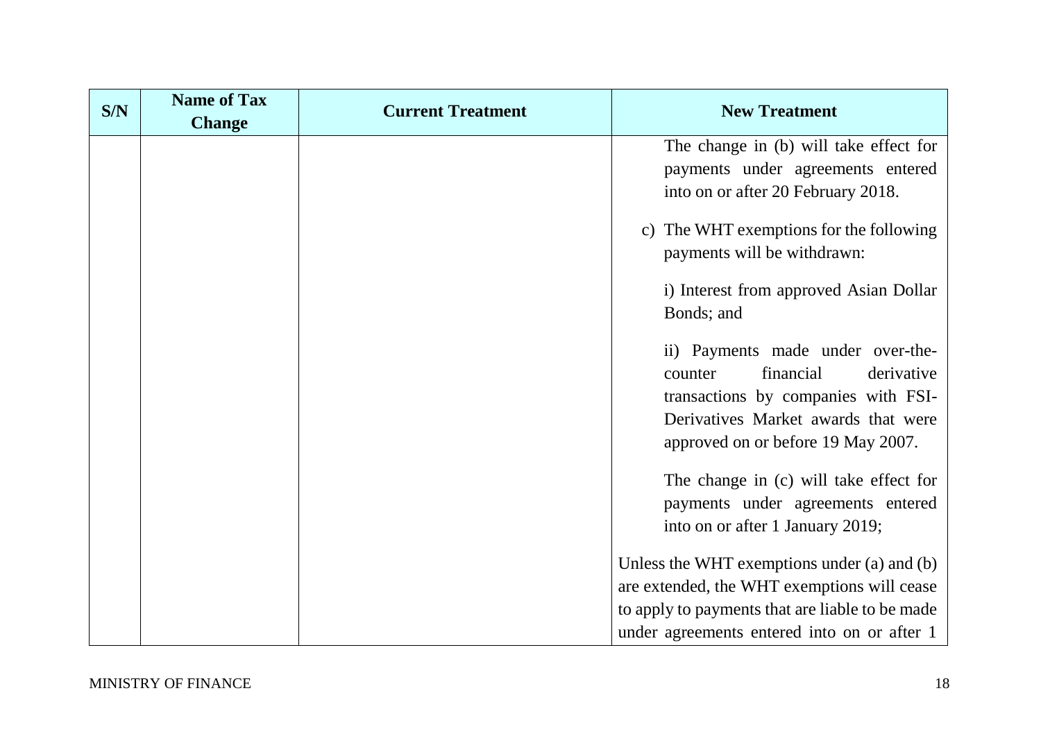| S/N | Name of Tax Change | Current Treatment | New Treatment |
|---|---|---|---|
| | | | The change in (b) will take effect for payments under agreements entered into on or after 20 February 2018.<br><br>c) The WHT exemptions for the following payments will be withdrawn:<br><br>i) Interest from approved Asian Dollar Bonds; and<br><br>ii) Payments made under over-the-counter financial derivative transactions by companies with FSI-Derivatives Market awards that were approved on or before 19 May 2007.<br><br>The change in (c) will take effect for payments under agreements entered into on or after 1 January 2019;<br><br>Unless the WHT exemptions under (a) and (b) are extended, the WHT exemptions will cease to apply to payments that are liable to be made under agreements entered into on or after 1 |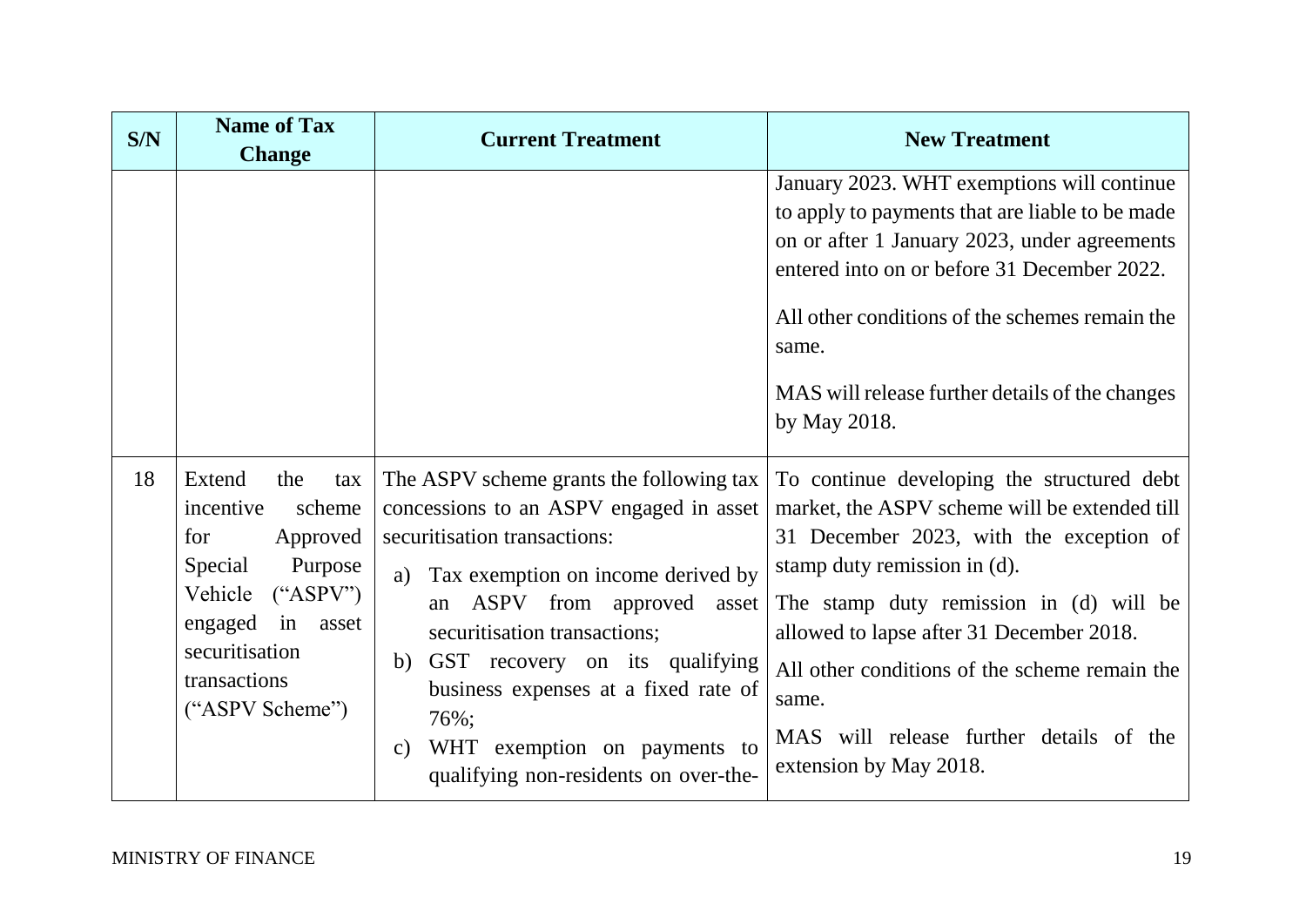| S/N | Name of Tax Change | Current Treatment | New Treatment |
|---|---|---|---|
| | | | January 2023. WHT exemptions will continue to apply to payments that are liable to be made on or after 1 January 2023, under agreements entered into on or before 31 December 2022.<br><br>All other conditions of the schemes remain the same.<br><br>MAS will release further details of the changes by May 2018. |
| 18 | Extend the tax incentive scheme for Approved Special Purpose Vehicle ("ASPV") engaged in asset securitisation transactions ("ASPV Scheme") | The ASPV scheme grants the following tax concessions to an ASPV engaged in asset securitisation transactions:<br><br>a) Tax exemption on income derived by an ASPV from approved asset securitisation transactions;<br>b) GST recovery on its qualifying business expenses at a fixed rate of 76%;<br>c) WHT exemption on payments to qualifying non-residents on over-the- | To continue developing the structured debt market, the ASPV scheme will be extended till 31 December 2023, with the exception of stamp duty remission in (d).<br><br>The stamp duty remission in (d) will be allowed to lapse after 31 December 2018.<br><br>All other conditions of the scheme remain the same.<br><br>MAS will release further details of the extension by May 2018. |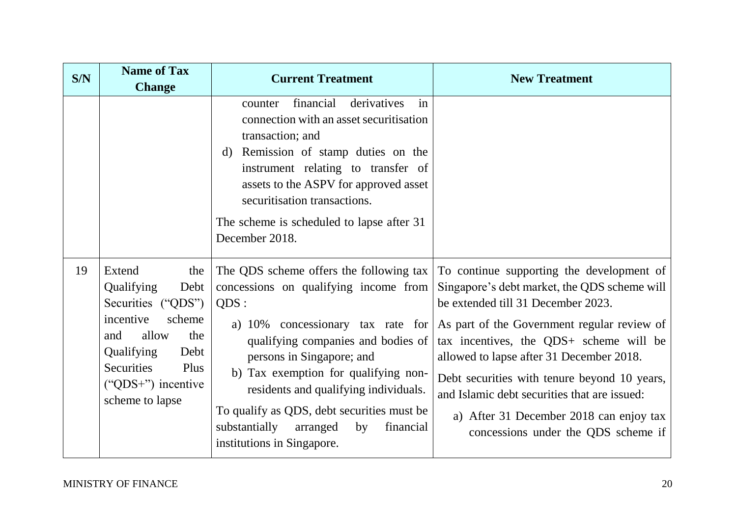| S/N | Name of Tax Change | Current Treatment | New Treatment |
|---|---|---|---|
| | | counter financial derivatives in connection with an asset securitisation transaction; and<br>d) Remission of stamp duties on the instrument relating to transfer of assets to the ASPV for approved asset securitisation transactions.<br><br>The scheme is scheduled to lapse after 31 December 2018. | |
| 19 | Extend the Qualifying Debt Securities ("QDS") incentive scheme and allow the Qualifying Debt Securities Plus ("QDS+") incentive scheme to lapse | The QDS scheme offers the following tax concessions on qualifying income from QDS :<br>a) 10% concessionary tax rate for qualifying companies and bodies of persons in Singapore; and<br>b) Tax exemption for qualifying non-residents and qualifying individuals.<br><br>To qualify as QDS, debt securities must be substantially arranged by financial institutions in Singapore. | To continue supporting the development of Singapore's debt market, the QDS scheme will be extended till 31 December 2023.<br><br>As part of the Government regular review of tax incentives, the QDS+ scheme will be allowed to lapse after 31 December 2018.<br><br>Debt securities with tenure beyond 10 years, and Islamic debt securities that are issued:<br>a) After 31 December 2018 can enjoy tax concessions under the QDS scheme if |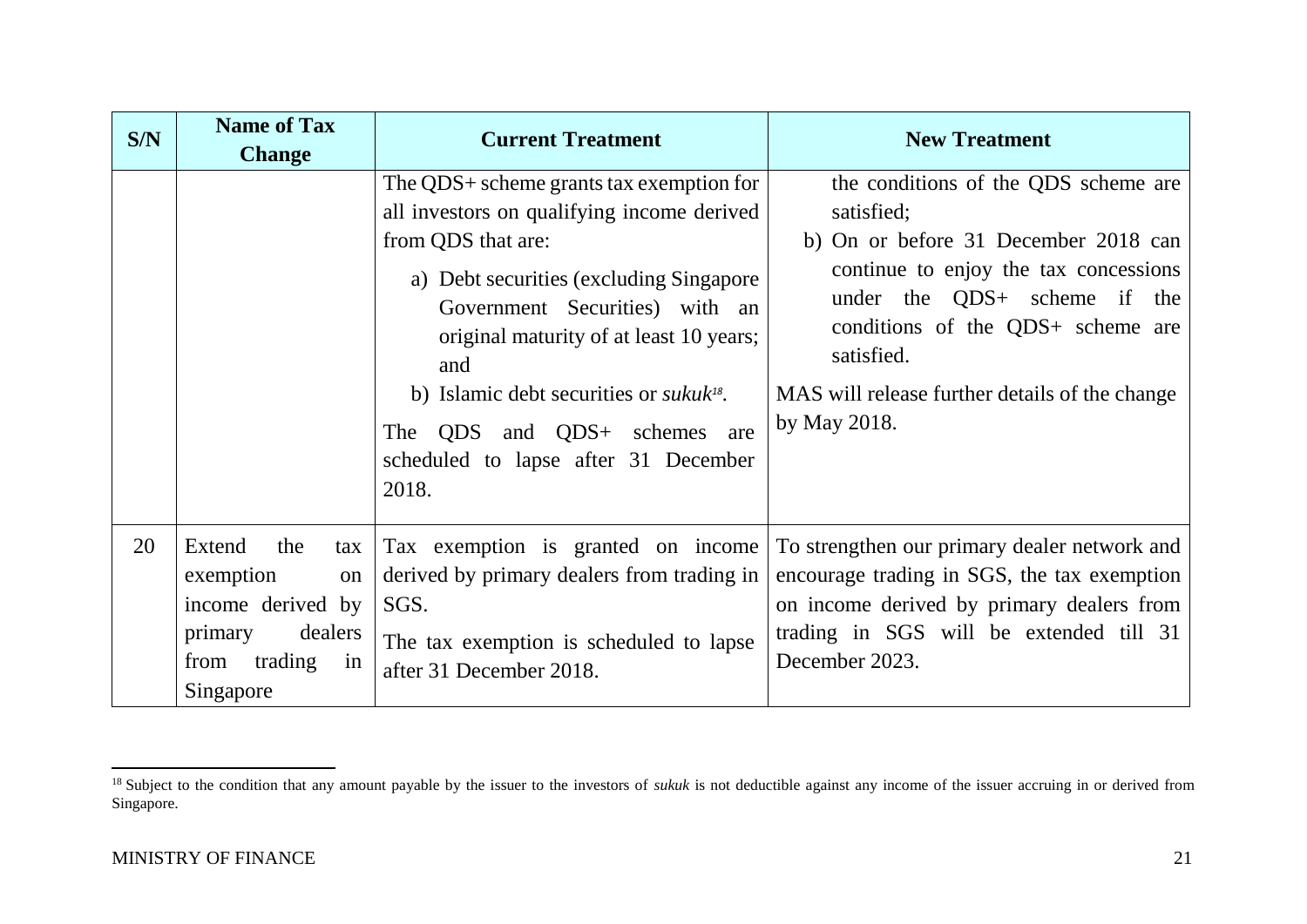| S/N | Name of Tax Change | Current Treatment | New Treatment |
| --- | --- | --- | --- |
| | | The QDS+ scheme grants tax exemption for all investors on qualifying income derived from QDS that are:<br>a) Debt securities (excluding Singapore Government Securities) with an original maturity of at least 10 years; and<br>b) Islamic debt securities or *sukuk*[18].<br>The QDS and QDS+ schemes are scheduled to lapse after 31 December 2018. | the conditions of the QDS scheme are satisfied;<br>b) On or before 31 December 2018 can continue to enjoy the tax concessions under the QDS+ scheme if the conditions of the QDS+ scheme are satisfied.<br>MAS will release further details of the change by May 2018. |
| 20 | Extend the tax exemption on income derived by primary dealers from trading in Singapore | Tax exemption is granted on income derived by primary dealers from trading in SGS.<br>The tax exemption is scheduled to lapse after 31 December 2018. | To strengthen our primary dealer network and encourage trading in SGS, the tax exemption on income derived by primary dealers from trading in SGS will be extended till 31 December 2023. |

[18] Subject to the condition that any amount payable by the issuer to the investors of *sukuk* is not deductible against any income of the issuer accruing in or derived from Singapore.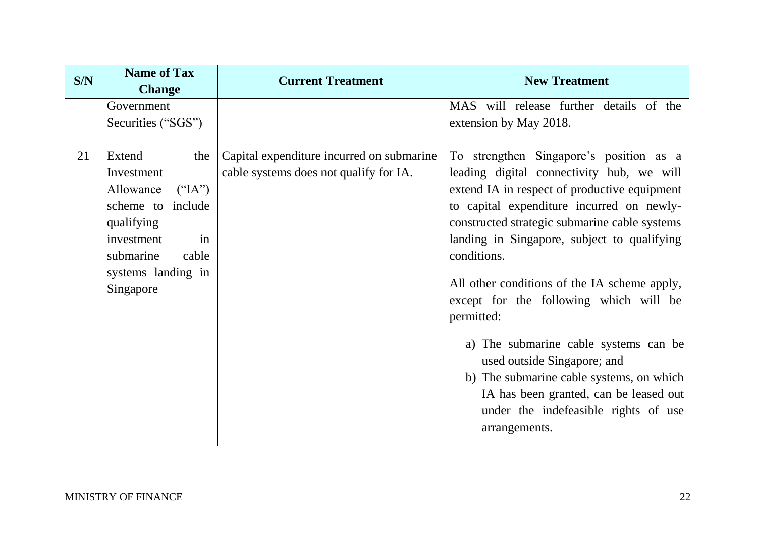| S/N | Name of Tax Change | Current Treatment | New Treatment |
|---|---|---|---|
| | Government Securities ("SGS") | | MAS will release further details of the extension by May 2018. |
| 21 | Extend the Investment Allowance ("IA") scheme to include qualifying investment in submarine cable systems landing in Singapore | Capital expenditure incurred on submarine cable systems does not qualify for IA. | To strengthen Singapore's position as a leading digital connectivity hub, we will extend IA in respect of productive equipment to capital expenditure incurred on newly-constructed strategic submarine cable systems landing in Singapore, subject to qualifying conditions.<br><br>All other conditions of the IA scheme apply, except for the following which will be permitted:<br><br>a) The submarine cable systems can be used outside Singapore; and<br>b) The submarine cable systems, on which IA has been granted, can be leased out under the indefeasible rights of use arrangements. |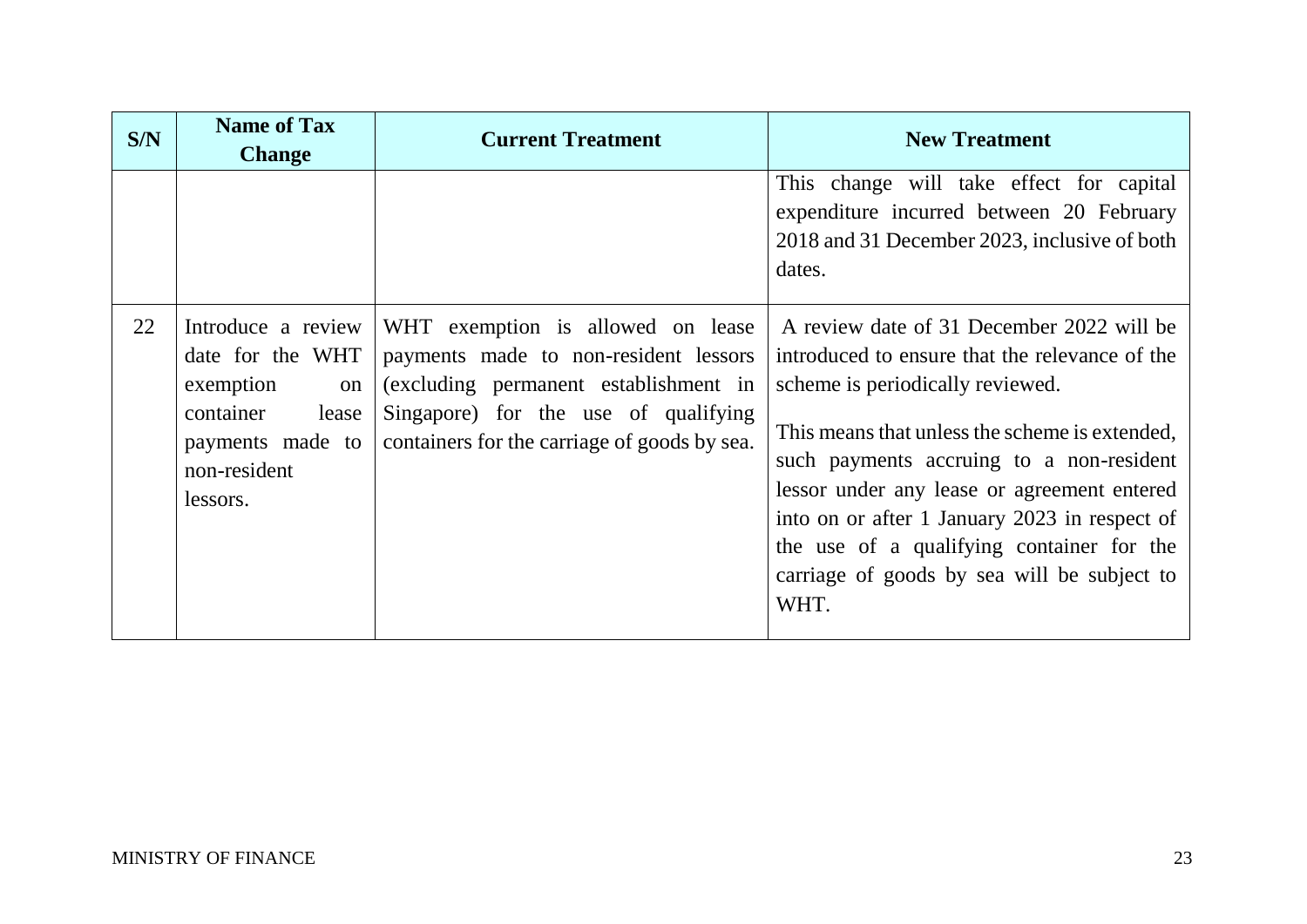| S/N | Name of Tax Change | Current Treatment | New Treatment |
|---|---|---|---|
| | | | This change will take effect for capital expenditure incurred between 20 February 2018 and 31 December 2023, inclusive of both dates. |
| 22 | Introduce a review date for the WHT exemption on container lease payments made to non-resident lessors. | WHT exemption is allowed on lease payments made to non-resident lessors (excluding permanent establishment in Singapore) for the use of qualifying containers for the carriage of goods by sea. | A review date of 31 December 2022 will be introduced to ensure that the relevance of the scheme is periodically reviewed.<br><br>This means that unless the scheme is extended, such payments accruing to a non-resident lessor under any lease or agreement entered into on or after 1 January 2023 in respect of the use of a qualifying container for the carriage of goods by sea will be subject to WHT. |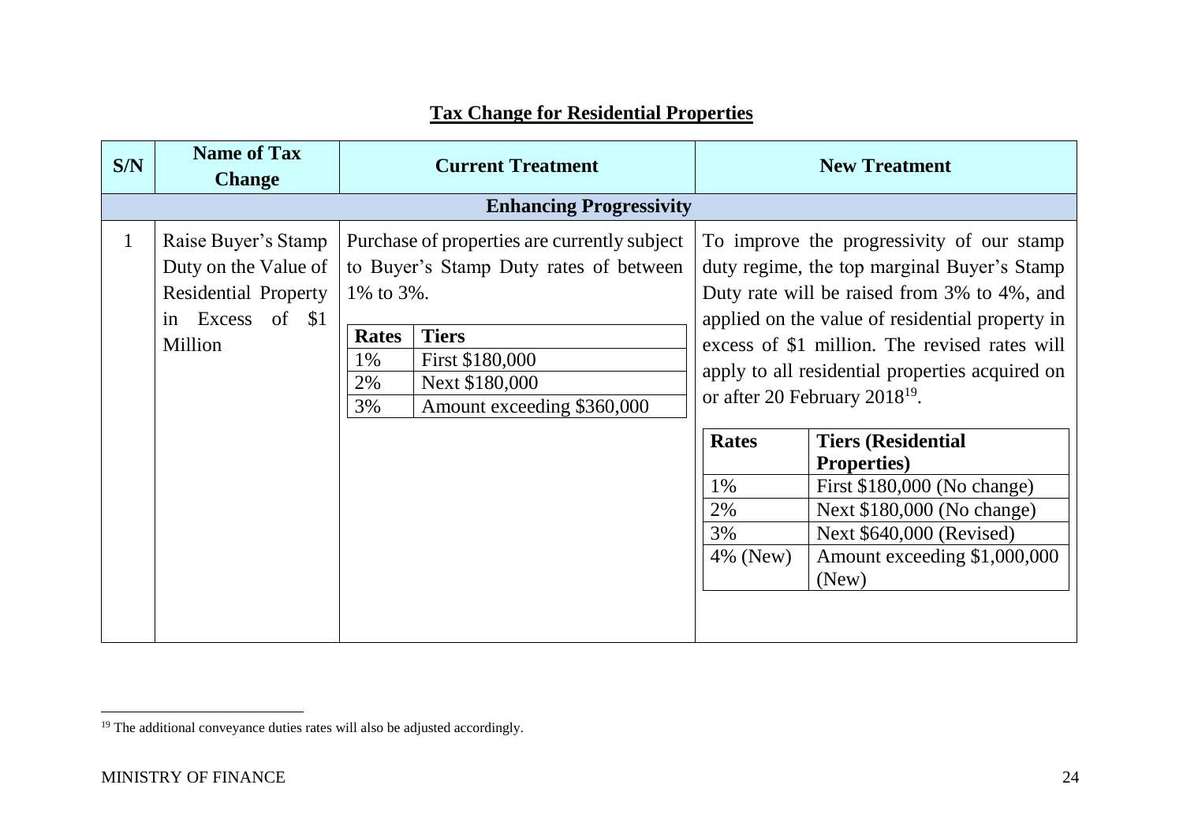## Tax Change for Residential Properties

| S/N | Name of Tax Change | Current Treatment | New Treatment |
|---|---|---|---|
| **Enhancing Progressivity** | | | |
| 1 | Raise Buyer's Stamp Duty on the Value of Residential Property in Excess of $1 Million | Purchase of properties are currently subject to Buyer's Stamp Duty rates of between 1% to 3%.<br><br>**Rates** / **Tiers**<br>1% / First $180,000<br>2% / Next $180,000<br>3% / Amount exceeding $360,000 | To improve the progressivity of our stamp duty regime, the top marginal Buyer's Stamp Duty rate will be raised from 3% to 4%, and applied on the value of residential property in excess of $1 million. The revised rates will apply to all residential properties acquired on or after 20 February 2018[19].<br><br>**Rates** / **Tiers (Residential Properties)**<br>1% / First $180,000 (No change)<br>2% / Next $180,000 (No change)<br>3% / Next $640,000 (Revised)<br>4% (New) / Amount exceeding $1,000,000 (New) |

[19] The additional conveyance duties rates will also be adjusted accordingly.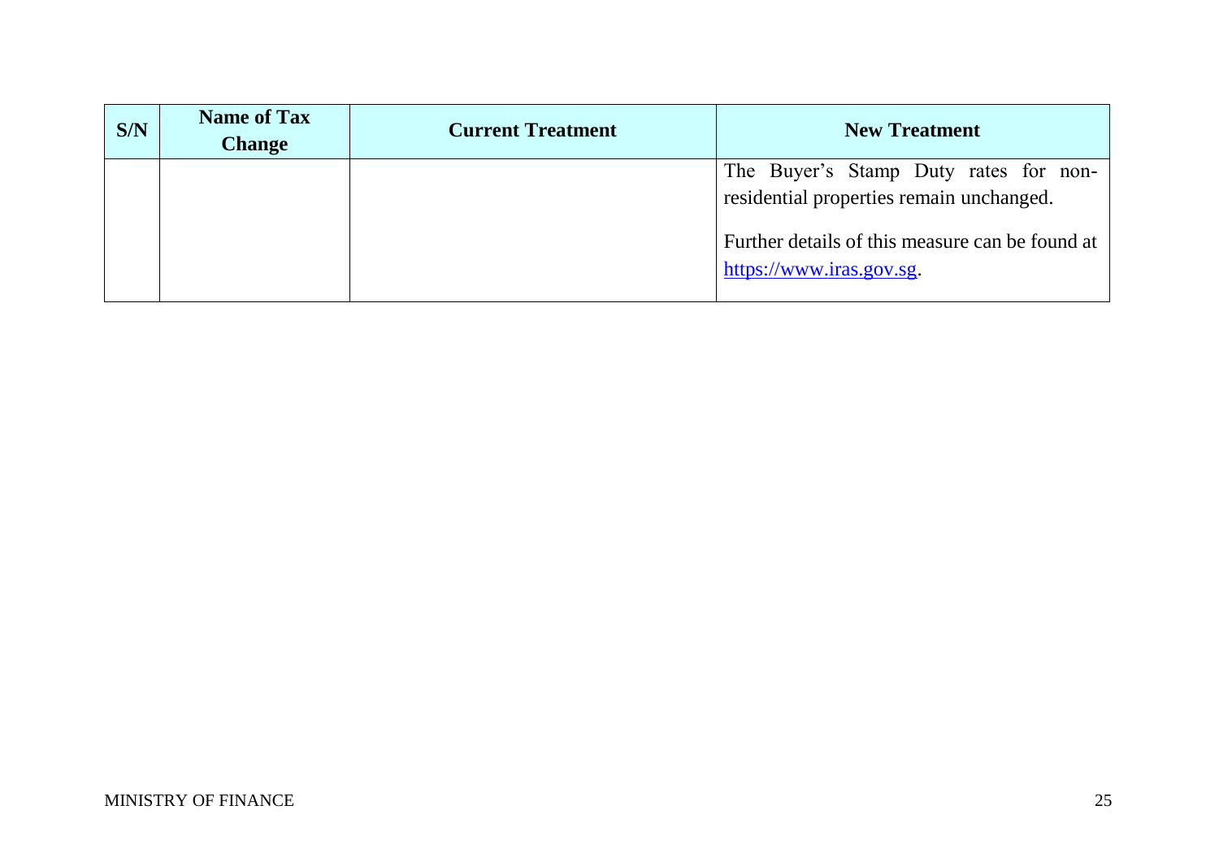| S/N | Name of Tax Change | Current Treatment | New Treatment |
|---|---|---|---|
| | | | The Buyer's Stamp Duty rates for non-residential properties remain unchanged.<br><br>Further details of this measure can be found at https://www.iras.gov.sg. |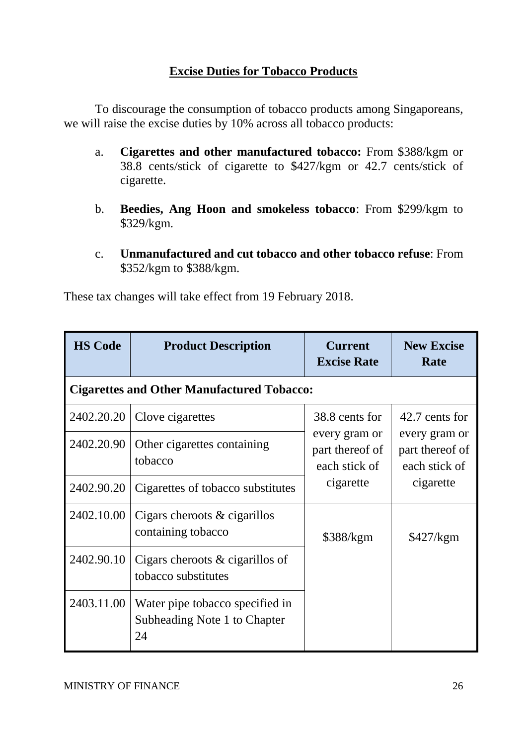## Excise Duties for Tobacco Products

To discourage the consumption of tobacco products among Singaporeans, we will raise the excise duties by 10% across all tobacco products:

a. **Cigarettes and other manufactured tobacco:** From \$388/kgm or 38.8 cents/stick of cigarette to \$427/kgm or 42.7 cents/stick of cigarette.

b. **Beedies, Ang Hoon and smokeless tobacco**: From \$299/kgm to \$329/kgm.

c. **Unmanufactured and cut tobacco and other tobacco refuse**: From \$352/kgm to \$388/kgm.

These tax changes will take effect from 19 February 2018.

| HS Code | Product Description | Current Excise Rate | New Excise Rate |
|---|---|---|---|
| **Cigarettes and Other Manufactured Tobacco:** | | | |
| 2402.20.20 | Clove cigarettes | 38.8 cents for every gram or part thereof of each stick of cigarette | 42.7 cents for every gram or part thereof of each stick of cigarette |
| 2402.20.90 | Other cigarettes containing tobacco | | |
| 2402.90.20 | Cigarettes of tobacco substitutes | | |
| 2402.10.00 | Cigars cheroots & cigarillos containing tobacco | \$388/kgm | \$427/kgm |
| 2402.90.10 | Cigars cheroots & cigarillos of tobacco substitutes | | |
| 2403.11.00 | Water pipe tobacco specified in Subheading Note 1 to Chapter 24 | | |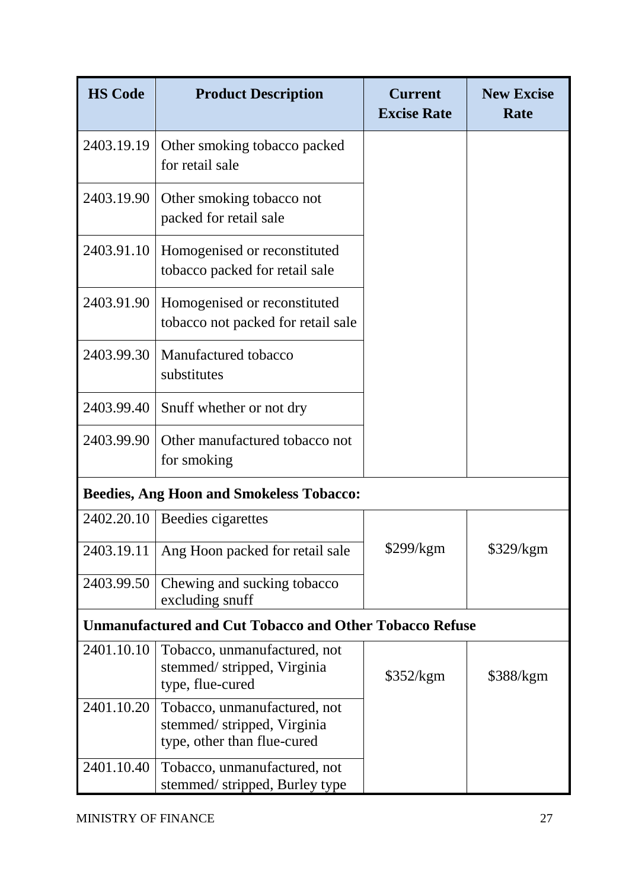| HS Code | Product Description | Current Excise Rate | New Excise Rate |
|---|---|---|---|
| 2403.19.19 | Other smoking tobacco packed for retail sale | | |
| 2403.19.90 | Other smoking tobacco not packed for retail sale | | |
| 2403.91.10 | Homogenised or reconstituted tobacco packed for retail sale | | |
| 2403.91.90 | Homogenised or reconstituted tobacco not packed for retail sale | | |
| 2403.99.30 | Manufactured tobacco substitutes | | |
| 2403.99.40 | Snuff whether or not dry | | |
| 2403.99.90 | Other manufactured tobacco not for smoking | | |
| **Beedies, Ang Hoon and Smokeless Tobacco:** | | | |
| 2402.20.10 | Beedies cigarettes | $299/kgm | $329/kgm |
| 2403.19.11 | Ang Hoon packed for retail sale | | |
| 2403.99.50 | Chewing and sucking tobacco excluding snuff | | |
| **Unmanufactured and Cut Tobacco and Other Tobacco Refuse** | | | |
| 2401.10.10 | Tobacco, unmanufactured, not stemmed/ stripped, Virginia type, flue-cured | $352/kgm | $388/kgm |
| 2401.10.20 | Tobacco, unmanufactured, not stemmed/ stripped, Virginia type, other than flue-cured | | |
| 2401.10.40 | Tobacco, unmanufactured, not stemmed/ stripped, Burley type | | |

MINISTRY OF FINANCE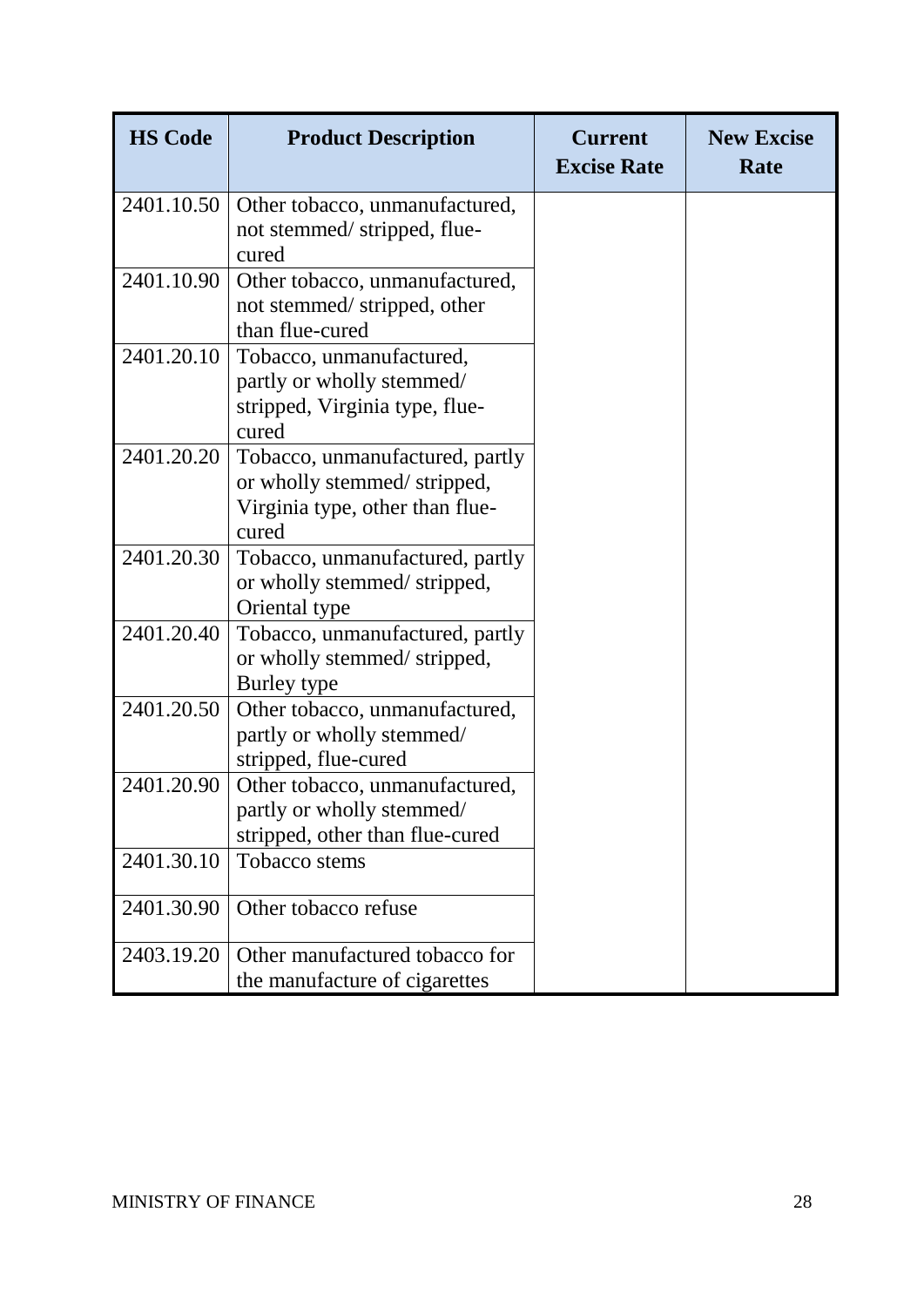| HS Code | Product Description | Current Excise Rate | New Excise Rate |
|---|---|---|---|
| 2401.10.50 | Other tobacco, unmanufactured, not stemmed/ stripped, flue-cured | | |
| 2401.10.90 | Other tobacco, unmanufactured, not stemmed/ stripped, other than flue-cured | | |
| 2401.20.10 | Tobacco, unmanufactured, partly or wholly stemmed/ stripped, Virginia type, flue-cured | | |
| 2401.20.20 | Tobacco, unmanufactured, partly or wholly stemmed/ stripped, Virginia type, other than flue-cured | | |
| 2401.20.30 | Tobacco, unmanufactured, partly or wholly stemmed/ stripped, Oriental type | | |
| 2401.20.40 | Tobacco, unmanufactured, partly or wholly stemmed/ stripped, Burley type | | |
| 2401.20.50 | Other tobacco, unmanufactured, partly or wholly stemmed/ stripped, flue-cured | | |
| 2401.20.90 | Other tobacco, unmanufactured, partly or wholly stemmed/ stripped, other than flue-cured | | |
| 2401.30.10 | Tobacco stems | | |
| 2401.30.90 | Other tobacco refuse | | |
| 2403.19.20 | Other manufactured tobacco for the manufacture of cigarettes | | |

MINISTRY OF FINANCE